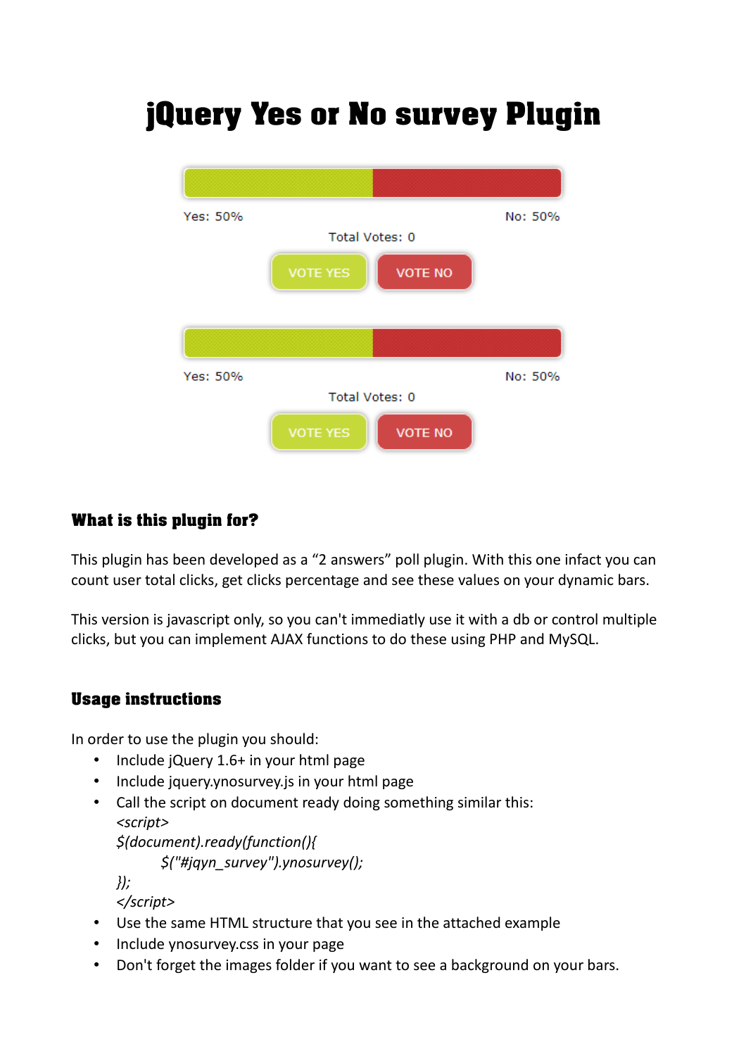# jQuery Yes or No survey Plugin

Yes: 50%

No: 50%

Total Votes: 0

VOTE YES VOTE NO

Yes: 50%

No: 50%

Total Votes: 0

VOTE YES VOTE NO

## What is this plugin for?

This plugin has been developed as a “2 answers” poll plugin. With this one infact you can count user total clicks, get clicks percentage and see these values on your dynamic bars.

This version is javascript only, so you can't immediatly use it with a db or control multiple clicks, but you can implement AJAX functions to do these using PHP and MySQL.

## Usage instructions

In order to use the plugin you should:

- Include jQuery 1.6+ in your html page
- Include jquery.ynosurvey.js in your html page
- Call the script on document ready doing something similar this:

```
<script>
$(document).ready(function(){
	$("#jqyn_survey").ynosurvey();
});
</script>
```

- Use the same HTML structure that you see in the attached example
- Include ynosurvey.css in your page
- Don't forget the images folder if you want to see a background on your bars.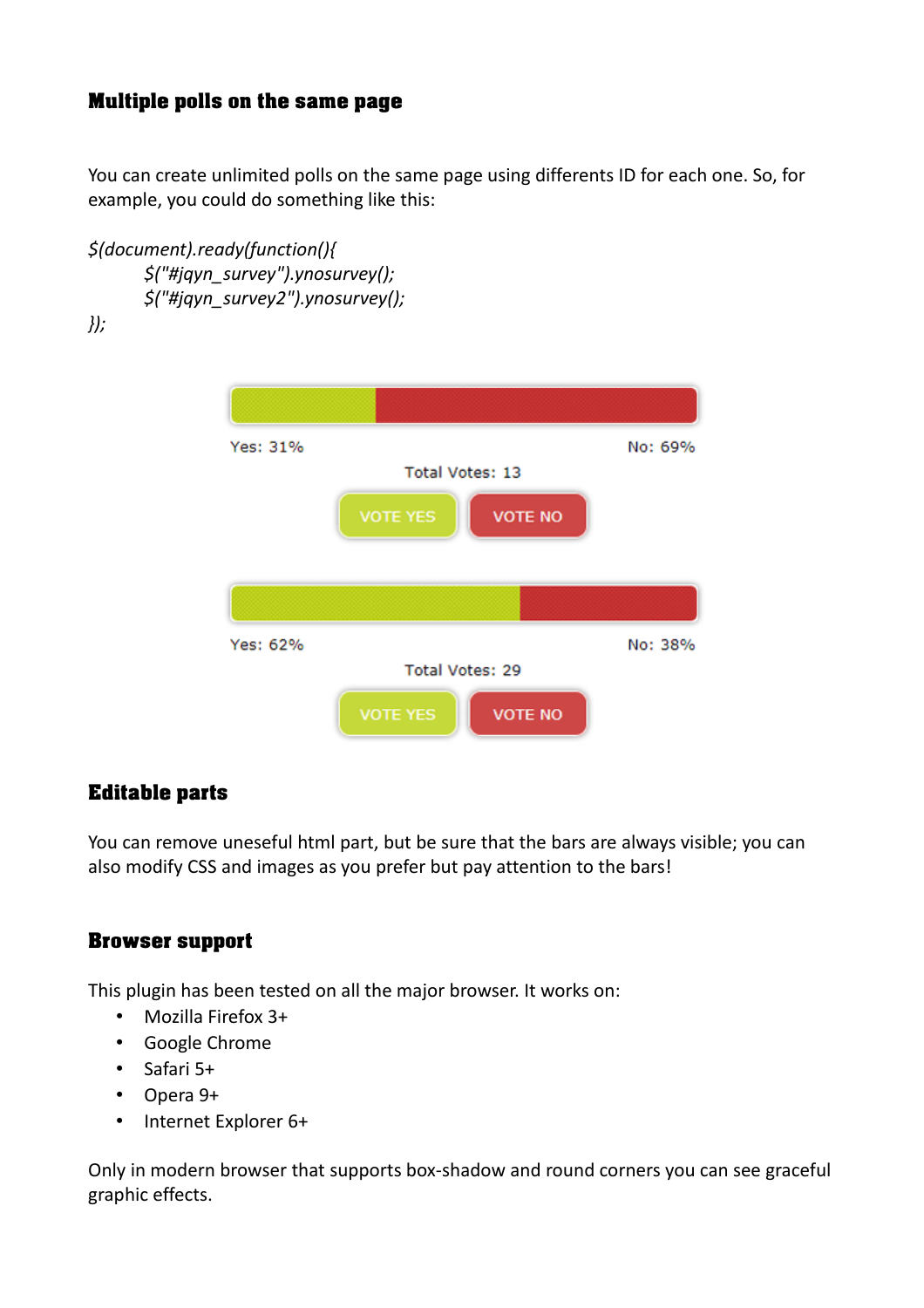## Multiple polls on the same page

You can create unlimited polls on the same page using differents ID for each one. So, for example, you could do something like this:

```
$(document).ready(function(){
	$("#jqyn_survey").ynosurvey();
	$("#jqyn_survey2").ynosurvey();
});
```

Yes: 31% No: 69%

Total Votes: 13

VOTE YES VOTE NO

Yes: 62% No: 38%

Total Votes: 29

VOTE YES VOTE NO

## Editable parts

You can remove uneseful html part, but be sure that the bars are always visible; you can also modify CSS and images as you prefer but pay attention to the bars!

## Browser support

This plugin has been tested on all the major browser. It works on:

- Mozilla Firefox 3+
- Google Chrome
- Safari 5+
- Opera 9+
- Internet Explorer 6+

Only in modern browser that supports box-shadow and round corners you can see graceful graphic effects.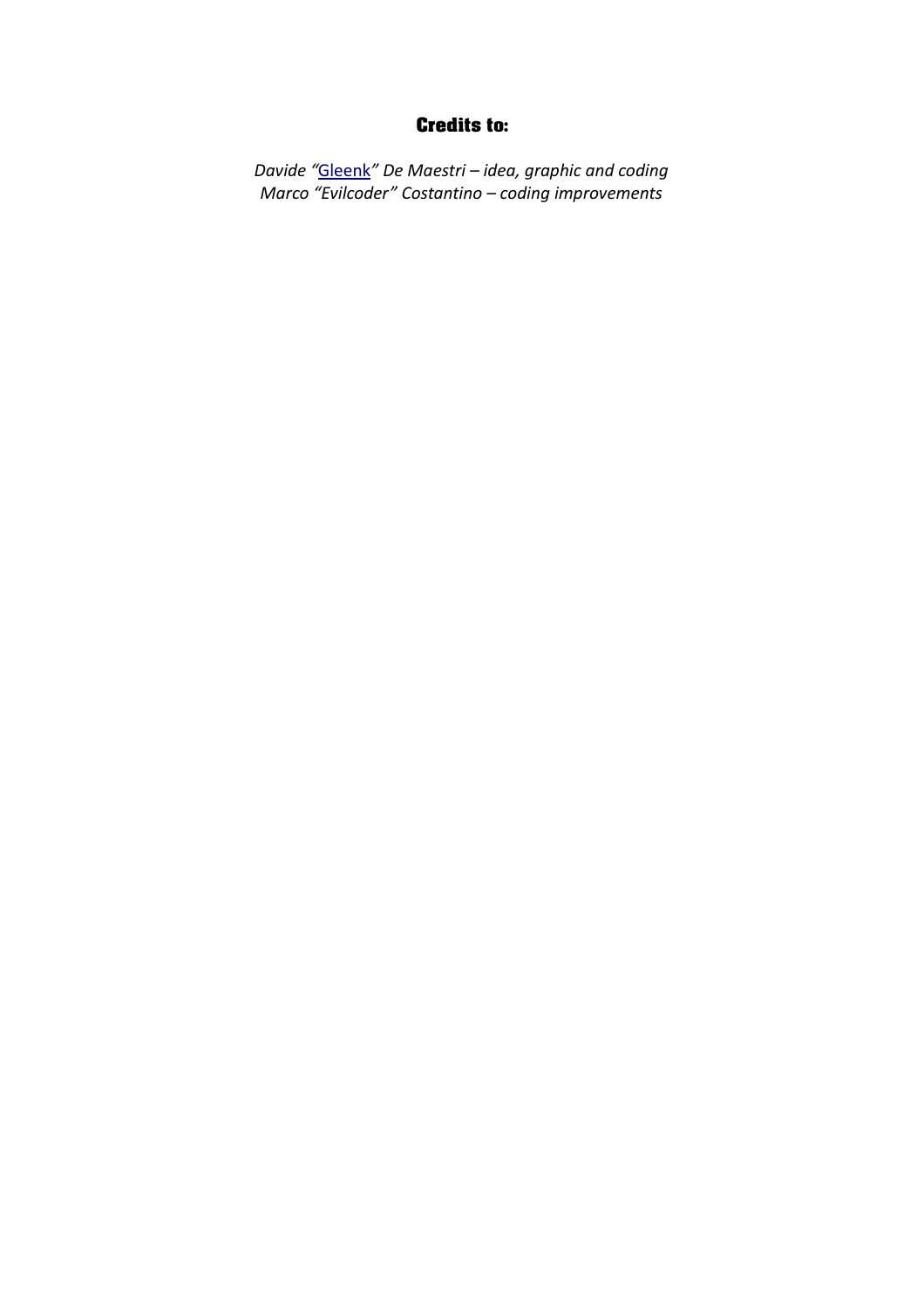### Credits to:

*Davide "Gleenk" De Maestri – idea, graphic and coding*
*Marco "Evilcoder" Costantino – coding improvements*